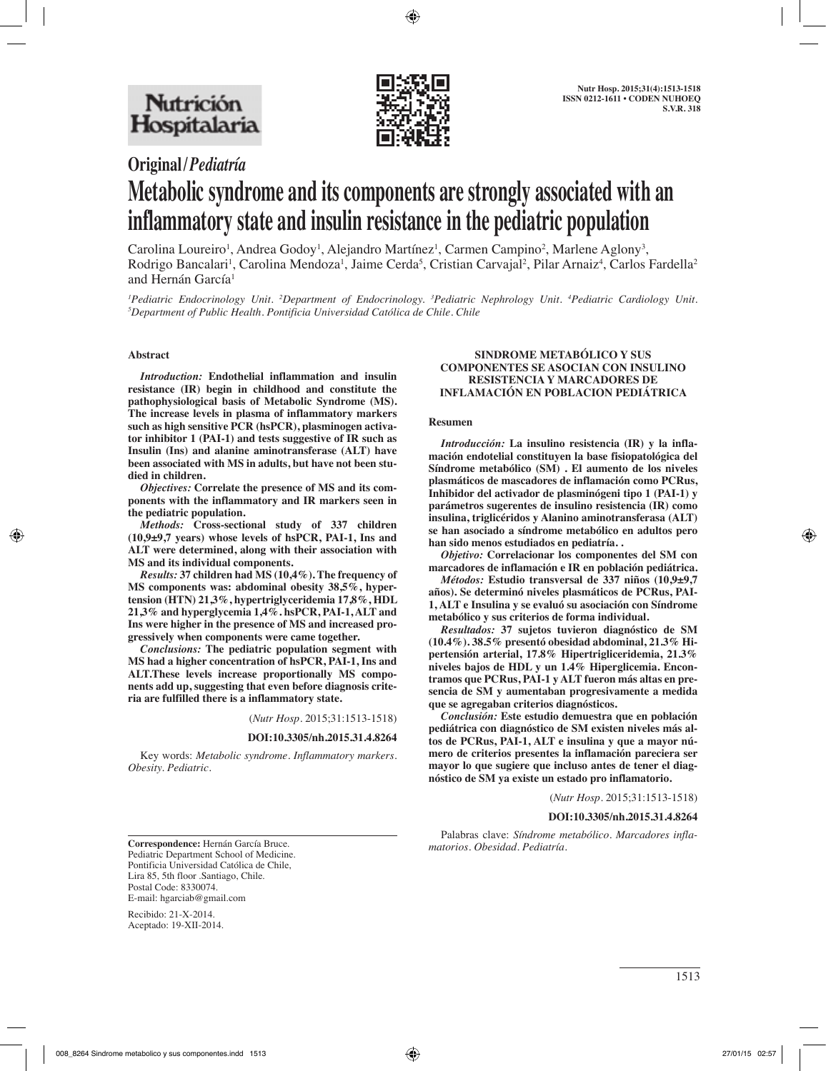Original / *Pediatría*

# Metabolic syndrome and its components are strongly associated with an inflammatory state and insulin resistance in the pediatric population

Carolina Loureiro[1], Andrea Godoy[1], Alejandro Martínez[1], Carmen Campino[2], Marlene Aglony[3], Rodrigo Bancalari[1], Carolina Mendoza[1], Jaime Cerda[5], Cristian Carvajal[2], Pilar Arnaiz[4], Carlos Fardella[2] and Hernán García[1]

[1]*Pediatric Endocrinology Unit.* [2]*Department of Endocrinology.* [3]*Pediatric Nephrology Unit.* [4]*Pediatric Cardiology Unit.* [5]*Department of Public Health. Pontificia Universidad Católica de Chile. Chile*

## Abstract

***Introduction:*** **Endothelial inflammation and insulin resistance (IR) begin in childhood and constitute the pathophysiological basis of Metabolic Syndrome (MS). The increase levels in plasma of inflammatory markers such as high sensitive PCR (hsPCR), plasminogen activator inhibitor 1 (PAI-1) and tests suggestive of IR such as Insulin (Ins) and alanine aminotransferase (ALT) have been associated with MS in adults, but have not been studied in children.**

***Objectives:*** **Correlate the presence of MS and its components with the inflammatory and IR markers seen in the pediatric population.**

***Methods:*** **Cross-sectional study of 337 children (10,9±9,7 years) whose levels of hsPCR, PAI-1, Ins and ALT were determined, along with their association with MS and its individual components.**

***Results:*** **37 children had MS (10,4%). The frequency of MS components was: abdominal obesity 38,5%, hypertension (HTN) 21,3%, hypertriglyceridemia 17,8%, HDL 21,3% and hyperglycemia 1,4%. hsPCR, PAI-1, ALT and Ins were higher in the presence of MS and increased progressively when components were came together.**

***Conclusions:*** **The pediatric population segment with MS had a higher concentration of hsPCR, PAI-1, Ins and ALT.These levels increase proportionally MS components add up, suggesting that even before diagnosis criteria are fulfilled there is a inflammatory state.**

(*Nutr Hosp.* 2015;31:1513-1518)

**DOI:10.3305/nh.2015.31.4.8264**

Key words: *Metabolic syndrome. Inflammatory markers. Obesity. Pediatric.*

## SINDROME METABÓLICO Y SUS COMPONENTES SE ASOCIAN CON INSULINO RESISTENCIA Y MARCADORES DE INFLAMACIÓN EN POBLACION PEDIÁTRICA

### Resumen

***Introducción:*** **La insulino resistencia (IR) y la inflamación endotelial constituyen la base fisiopatológica del Síndrome metabólico (SM) . El aumento de los niveles plasmáticos de mascadores de inflamación como PCRus, Inhibidor del activador de plasminógeni tipo 1 (PAI-1) y parámetros sugerentes de insulino resistencia (IR) como insulina, triglicéridos y Alanino aminotransferasa (ALT) se han asociado a síndrome metabólico en adultos pero han sido menos estudiados en pediatría. .**

***Objetivo:*** **Correlacionar los componentes del SM con marcadores de inflamación e IR en población pediátrica.**

***Métodos:*** **Estudio transversal de 337 niños (10,9±9,7 años). Se determinó niveles plasmáticos de PCRus, PAI-1, ALT e Insulina y se evaluó su asociación con Síndrome metabólico y sus criterios de forma individual.**

***Resultados:*** **37 sujetos tuvieron diagnóstico de SM (10.4%). 38.5% presentó obesidad abdominal, 21.3% Hipertensión arterial, 17.8% Hipertrigliceridemia, 21.3% niveles bajos de HDL y un 1.4% Hiperglicemia. Encontramos que PCRus, PAI-1 y ALT fueron más altas en presencia de SM y aumentaban progresivamente a medida que se agregaban criterios diagnósticos.**

***Conclusión:*** **Este estudio demuestra que en población pediátrica con diagnóstico de SM existen niveles más altos de PCRus, PAI-1, ALT e insulina y que a mayor número de criterios presentes la inflamación pareciera ser mayor lo que sugiere que incluso antes de tener el diagnóstico de SM ya existe un estado pro inflamatorio.**

(*Nutr Hosp.* 2015;31:1513-1518)

**DOI:10.3305/nh.2015.31.4.8264**

Palabras clave: *Síndrome metabólico. Marcadores inflamatorios. Obesidad. Pediatría.*

---

**Correspondence:** Hernán García Bruce.
Pediatric Department School of Medicine.
Pontificia Universidad Católica de Chile,
Lira 85, 5th floor .Santiago, Chile.
Postal Code: 8330074.
E-mail: hgarciab@gmail.com

Recibido: 21-X-2014.
Aceptado: 19-XII-2014.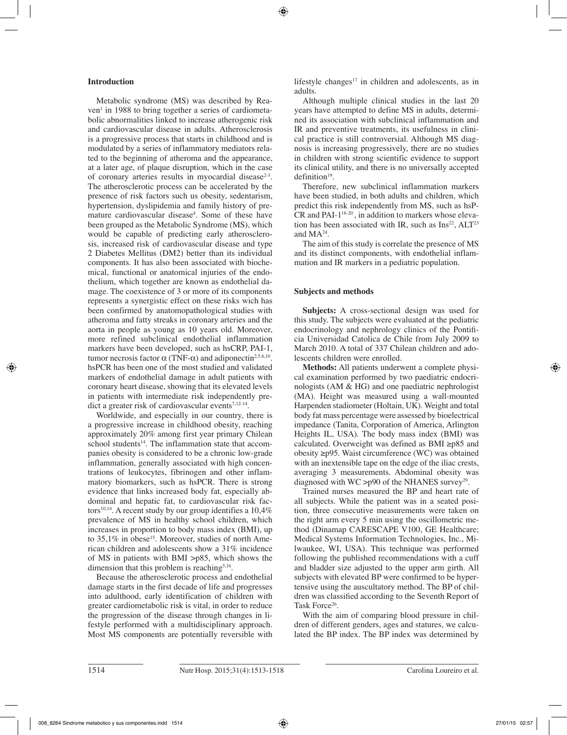## Introduction

Metabolic syndrome (MS) was described by Reaven[1] in 1988 to bring together a series of cardiometabolic abnormalities linked to increase atherogenic risk and cardiovascular disease in adults. Atherosclerosis is a progressive process that starts in childhood and is modulated by a series of inflammatory mediators related to the beginning of atheroma and the appearance, at a later age, of plaque disruption, which in the case of coronary arteries results in myocardial disease[2-3]. The atherosclerotic process can be accelerated by the presence of risk factors such us obesity, sedentarism, hypertension, dyslipidemia and family history of premature cardiovascular disease[4]. Some of these have been grouped as the Metabolic Syndrome (MS), which would be capable of predicting early atherosclerosis, increased risk of cardiovascular disease and type 2 Diabetes Mellitus (DM2) better than its individual components. It has also been associated with biochemical, functional or anatomical injuries of the endothelium, which together are known as endothelial damage. The coexistence of 3 or more of its components represents a synergistic effect on these risks wich has been confirmed by anatomopathological studies with atheroma and fatty streaks in coronary arteries and the aorta in people as young as 10 years old. Moreover, more refined subclinical endothelial inflammation markers have been developed, such as hsCRP, PAI-1, tumor necrosis factor $\alpha$ (TNF-$\alpha$) and adiponectin[2,5,6,10]. hsPCR has been one of the most studied and validated markers of endothelial damage in adult patients with coronary heart disease, showing that its elevated levels in patients with intermediate risk independently predict a greater risk of cardiovascular events[7,12-14].

Worldwide, and especially in our country, there is a progressive increase in childhood obesity, reaching approximately 20% among first year primary Chilean school students[14]. The inflammation state that accompanies obesity is considered to be a chronic low-grade inflammation, generally associated with high concentrations of leukocytes, fibrinogen and other inflammatory biomarkers, such as hsPCR. There is strong evidence that links increased body fat, especially abdominal and hepatic fat, to cardiovascular risk factors[10,14]. A recent study by our group identifies a 10,4% prevalence of MS in healthy school children, which increases in proportion to body mass index (BMI), up to 35,1% in obese[15]. Moreover, studies of north American children and adolescents show a 31% incidence of MS in patients with BMI >p85, which shows the dimension that this problem is reaching[5,16].

Because the atherosclerotic process and endothelial damage starts in the first decade of life and progresses into adulthood, early identification of children with greater cardiometabolic risk is vital, in order to reduce the progression of the disease through changes in lifestyle performed with a multidisciplinary approach. Most MS components are potentially reversible with lifestyle changes[17] in children and adolescents, as in adults.

Although multiple clinical studies in the last 20 years have attempted to define MS in adults, determined its association with subclinical inflammation and IR and preventive treatments, its usefulness in clinical practice is still controversial. Although MS diagnosis is increasing progressively, there are no studies in children with strong scientific evidence to support its clinical utility, and there is no universally accepted definition[19].

Therefore, new subclinical inflammation markers have been studied, in both adults and children, which predict this risk independently from MS, such as hsPCR and PAI-1[18-20], in addition to markers whose elevation has been associated with IR, such as Ins[22], ALT[23] and MA[24].

The aim of this study is correlate the presence of MS and its distinct components, with endothelial inflammation and IR markers in a pediatric population.

## Subjects and methods

**Subjects:** A cross-sectional design was used for this study. The subjects were evaluated at the pediatric endocrinology and nephrology clinics of the Pontificia Universidad Catolica de Chile from July 2009 to March 2010. A total of 337 Chilean children and adolescents children were enrolled.

**Methods:** All patients underwent a complete physical examination performed by two paediatric endocrinologists (AM & HG) and one paediatric nephrologist (MA). Height was measured using a wall-mounted Harpenden stadiometer (Holtain, UK). Weight and total body fat mass percentage were assessed by bioelectrical impedance (Tanita, Corporation of America, Arlington Heights IL, USA). The body mass index (BMI) was calculated. Overweight was defined as BMI ≥p85 and obesity ≥p95. Waist circumference (WC) was obtained with an inextensible tape on the edge of the iliac crests, averaging 3 measurements. Abdominal obesity was diagnosed with WC >p90 of the NHANES survey[29].

Trained nurses measured the BP and heart rate of all subjects. While the patient was in a seated position, three consecutive measurements were taken on the right arm every 5 min using the oscillometric method (Dinamap CARESCAPE V100, GE Healthcare; Medical Systems Information Technologies, Inc., Milwaukee, WI, USA). This technique was performed following the published recommendations with a cuff and bladder size adjusted to the upper arm girth. All subjects with elevated BP were confirmed to be hypertensive using the auscultatory method. The BP of children was classified according to the Seventh Report of Task Force[26].

With the aim of comparing blood pressure in children of different genders, ages and statures, we calculated the BP index. The BP index was determined by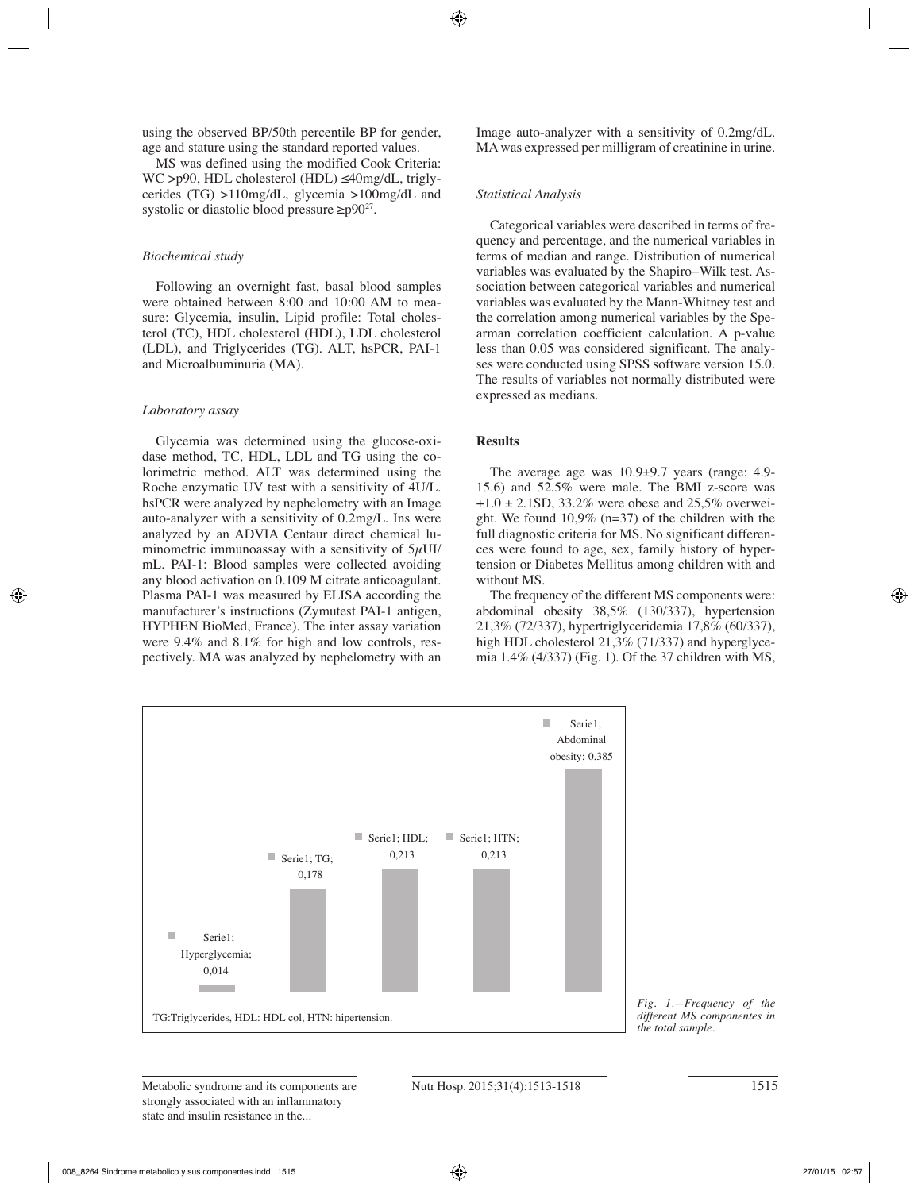using the observed BP/50th percentile BP for gender, age and stature using the standard reported values.

MS was defined using the modified Cook Criteria: WC >p90, HDL cholesterol (HDL) ≤40mg/dL, triglycerides (TG) >110mg/dL, glycemia >100mg/dL and systolic or diastolic blood pressure ≥p90[27].

### *Biochemical study*

Following an overnight fast, basal blood samples were obtained between 8:00 and 10:00 AM to measure: Glycemia, insulin, Lipid profile: Total cholesterol (TC), HDL cholesterol (HDL), LDL cholesterol (LDL), and Triglycerides (TG). ALT, hsPCR, PAI-1 and Microalbuminuria (MA).

### *Laboratory assay*

Glycemia was determined using the glucose-oxidase method, TC, HDL, LDL and TG using the colorimetric method. ALT was determined using the Roche enzymatic UV test with a sensitivity of 4U/L. hsPCR were analyzed by nephelometry with an Image auto-analyzer with a sensitivity of 0.2mg/L. Ins were analyzed by an ADVIA Centaur direct chemical luminometric immunoassay with a sensitivity of 5μUI/mL. PAI-1: Blood samples were collected avoiding any blood activation on 0.109 M citrate anticoagulant. Plasma PAI-1 was measured by ELISA according the manufacturer's instructions (Zymutest PAI-1 antigen, HYPHEN BioMed, France). The inter assay variation were 9.4% and 8.1% for high and low controls, respectively. MA was analyzed by nephelometry with an Image auto-analyzer with a sensitivity of 0.2mg/dL. MA was expressed per milligram of creatinine in urine.

### *Statistical Analysis*

Categorical variables were described in terms of frequency and percentage, and the numerical variables in terms of median and range. Distribution of numerical variables was evaluated by the Shapiro–Wilk test. Association between categorical variables and numerical variables was evaluated by the Mann-Whitney test and the correlation among numerical variables by the Spearman correlation coefficient calculation. A p-value less than 0.05 was considered significant. The analyses were conducted using SPSS software version 15.0. The results of variables not normally distributed were expressed as medians.

## **Results**

The average age was 10.9±9.7 years (range: 4.9-15.6) and 52.5% were male. The BMI z-score was +1.0 ± 2.1SD, 33.2% were obese and 25,5% overweight. We found 10,9% (n=37) of the children with the full diagnostic criteria for MS. No significant differences were found to age, sex, family history of hypertension or Diabetes Mellitus among children with and without MS.

The frequency of the different MS components were: abdominal obesity 38,5% (130/337), hypertension 21,3% (72/337), hypertriglyceridemia 17,8% (60/337), high HDL cholesterol 21,3% (71/337) and hyperglycemia 1.4% (4/337) (Fig. 1). Of the 37 children with MS,

| Component | Frequency |
|---|---|
| Hyperglycemia | 0,014 |
| TG | 0,178 |
| HDL | 0,213 |
| HTN | 0,213 |
| Abdominal obesity | 0,385 |

TG:Triglycerides, HDL: HDL col, HTN: hipertension.

*Fig. 1.—Frequency of the different MS componentes in the total sample.*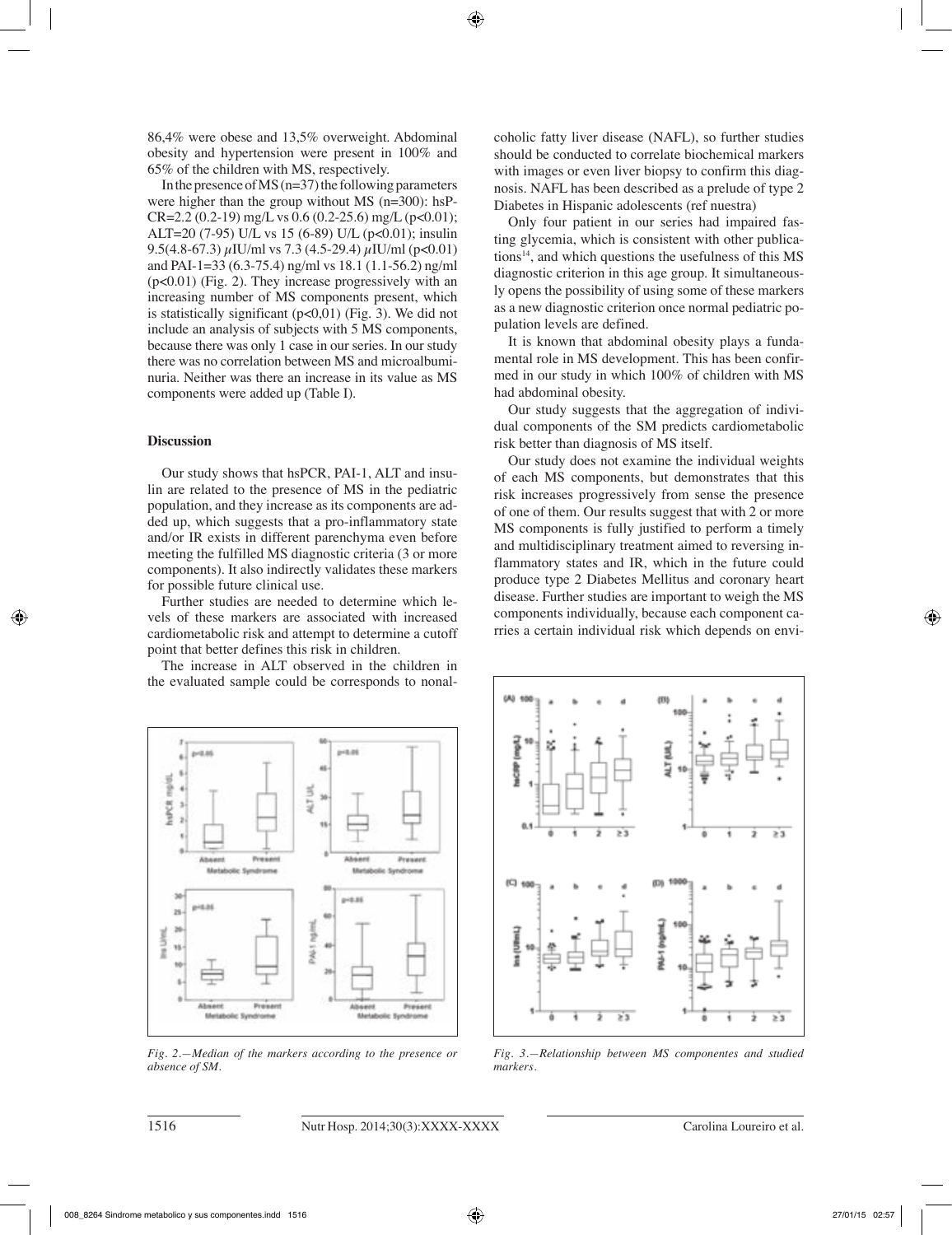86,4% were obese and 13,5% overweight. Abdominal obesity and hypertension were present in 100% and 65% of the children with MS, respectively.

In the presence of MS (n=37) the following parameters were higher than the group without MS (n=300): hsPCR=2.2 (0.2-19) mg/L vs 0.6 (0.2-25.6) mg/L ($p<0.01$); ALT=20 (7-95) U/L vs 15 (6-89) U/L ($p<0.01$); insulin 9.5(4.8-67.3) $\mu$IU/ml vs 7.3 (4.5-29.4) $\mu$IU/ml ($p<0.01$) and PAI-1=33 (6.3-75.4) ng/ml vs 18.1 (1.1-56.2) ng/ml ($p<0.01$) (Fig. 2). They increase progressively with an increasing number of MS components present, which is statistically significant ($p<0,01$) (Fig. 3). We did not include an analysis of subjects with 5 MS components, because there was only 1 case in our series. In our study there was no correlation between MS and microalbuminuria. Neither was there an increase in its value as MS components were added up (Table I).

## Discussion

Our study shows that hsPCR, PAI-1, ALT and insulin are related to the presence of MS in the pediatric population, and they increase as its components are added up, which suggests that a pro-inflammatory state and/or IR exists in different parenchyma even before meeting the fulfilled MS diagnostic criteria (3 or more components). It also indirectly validates these markers for possible future clinical use.

Further studies are needed to determine which levels of these markers are associated with increased cardiometabolic risk and attempt to determine a cutoff point that better defines this risk in children.

The increase in ALT observed in the children in the evaluated sample could be corresponds to nonalcoholic fatty liver disease (NAFL), so further studies should be conducted to correlate biochemical markers with images or even liver biopsy to confirm this diagnosis. NAFL has been described as a prelude of type 2 Diabetes in Hispanic adolescents (ref nuestra)

Only four patient in our series had impaired fasting glycemia, which is consistent with other publications[14], and which questions the usefulness of this MS diagnostic criterion in this age group. It simultaneously opens the possibility of using some of these markers as a new diagnostic criterion once normal pediatric population levels are defined.

It is known that abdominal obesity plays a fundamental role in MS development. This has been confirmed in our study in which 100% of children with MS had abdominal obesity.

Our study suggests that the aggregation of individual components of the SM predicts cardiometabolic risk better than diagnosis of MS itself.

Our study does not examine the individual weights of each MS components, but demonstrates that this risk increases progressively from sense the presence of one of them. Our results suggest that with 2 or more MS components is fully justified to perform a timely and multidisciplinary treatment aimed to reversing inflammatory states and IR, which in the future could produce type 2 Diabetes Mellitus and coronary heart disease. Further studies are important to weigh the MS components individually, because each component carries a certain individual risk which depends on envi-

*Fig. 2.—Median of the markers according to the presence or absence of SM.*

*Fig. 3.—Relationship between MS componentes and studied markers.*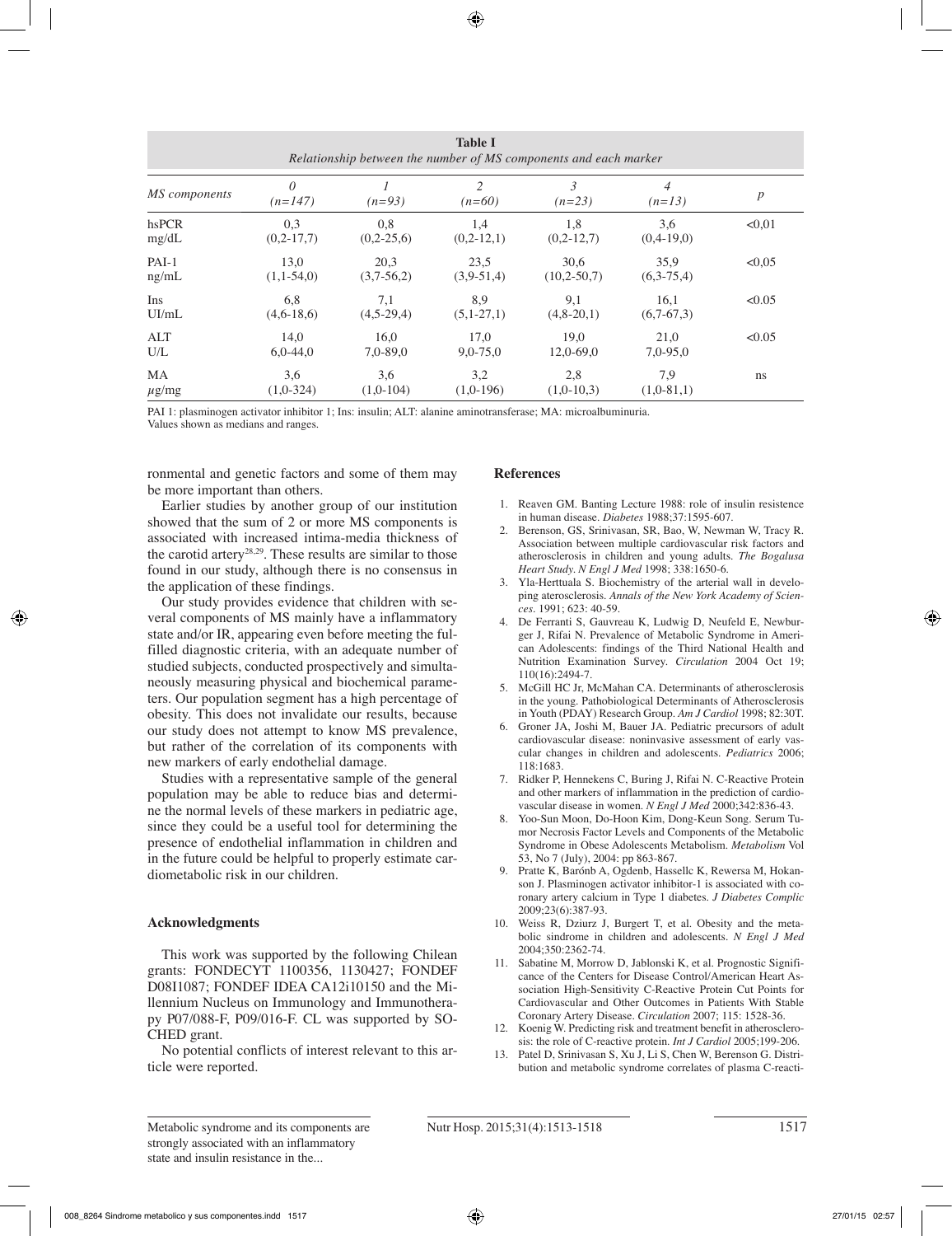**Table I**
*Relationship between the number of MS components and each marker*

| *MS components* | *0* *(n=147)* | *1* *(n=93)* | *2* *(n=60)* | *3* *(n=23)* | *4* *(n=13)* | *p* |
|---|---|---|---|---|---|---|
| hsPCR mg/dL | 0,3 (0,2-17,7) | 0,8 (0,2-25,6) | 1,4 (0,2-12,1) | 1,8 (0,2-12,7) | 3,6 (0,4-19,0) | <0,01 |
| PAI-1 ng/mL | 13,0 (1,1-54,0) | 20,3 (3,7-56,2) | 23,5 (3,9-51,4) | 30,6 (10,2-50,7) | 35,9 (6,3-75,4) | <0,05 |
| Ins UI/mL | 6,8 (4,6-18,6) | 7,1 (4,5-29,4) | 8,9 (5,1-27,1) | 9,1 (4,8-20,1) | 16,1 (6,7-67,3) | <0.05 |
| ALT U/L | 14,0 6,0-44,0 | 16,0 7,0-89,0 | 17,0 9,0-75,0 | 19,0 12,0-69,0 | 21,0 7,0-95,0 | <0.05 |
| MA $\mu$g/mg | 3,6 (1,0-324) | 3,6 (1,0-104) | 3,2 (1,0-196) | 2,8 (1,0-10,3) | 7,9 (1,0-81,1) | ns |

PAI 1: plasminogen activator inhibitor 1; Ins: insulin; ALT: alanine aminotransferase; MA: microalbuminuria.
Values shown as medians and ranges.

ronmental and genetic factors and some of them may be more important than others.

Earlier studies by another group of our institution showed that the sum of 2 or more MS components is associated with increased intima-media thickness of the carotid artery[28,29]. These results are similar to those found in our study, although there is no consensus in the application of these findings.

Our study provides evidence that children with several components of MS mainly have a inflammatory state and/or IR, appearing even before meeting the fulfilled diagnostic criteria, with an adequate number of studied subjects, conducted prospectively and simultaneously measuring physical and biochemical parameters. Our population segment has a high percentage of obesity. This does not invalidate our results, because our study does not attempt to know MS prevalence, but rather of the correlation of its components with new markers of early endothelial damage.

Studies with a representative sample of the general population may be able to reduce bias and determine the normal levels of these markers in pediatric age, since they could be a useful tool for determining the presence of endothelial inflammation in children and in the future could be helpful to properly estimate cardiometabolic risk in our children.

### Acknowledgments

This work was supported by the following Chilean grants: FONDECYT 1100356, 1130427; FONDEF D08I1087; FONDEF IDEA CA12i10150 and the Millennium Nucleus on Immunology and Immunotherapy P07/088-F, P09/016-F. CL was supported by SOCHED grant.

No potential conflicts of interest relevant to this article were reported.

### References

1. Reaven GM. Banting Lecture 1988: role of insulin resistence in human disease. *Diabetes* 1988;37:1595-607.
2. Berenson, GS, Srinivasan, SR, Bao, W, Newman W, Tracy R. Association between multiple cardiovascular risk factors and atherosclerosis in children and young adults. *The Bogalusa Heart Study. N Engl J Med* 1998; 338:1650-6.
3. Yla-Herttuala S. Biochemistry of the arterial wall in developing aterosclerosis. *Annals of the New York Academy of Sciences*. 1991; 623: 40-59.
4. De Ferranti S, Gauvreau K, Ludwig D, Neufeld E, Newburger J, Rifai N. Prevalence of Metabolic Syndrome in American Adolescents: findings of the Third National Health and Nutrition Examination Survey. *Circulation* 2004 Oct 19; 110(16):2494-7.
5. McGill HC Jr, McMahan CA. Determinants of atherosclerosis in the young. Pathobiological Determinants of Atherosclerosis in Youth (PDAY) Research Group. *Am J Cardiol* 1998; 82:30T.
6. Groner JA, Joshi M, Bauer JA. Pediatric precursors of adult cardiovascular disease: noninvasive assessment of early vascular changes in children and adolescents. *Pediatrics* 2006; 118:1683.
7. Ridker P, Hennekens C, Buring J, Rifai N. C-Reactive Protein and other markers of inflammation in the prediction of cardiovascular disease in women. *N Engl J Med* 2000;342:836-43.
8. Yoo-Sun Moon, Do-Hoon Kim, Dong-Keun Song. Serum Tumor Necrosis Factor Levels and Components of the Metabolic Syndrome in Obese Adolescents Metabolism. *Metabolism* Vol 53, No 7 (July), 2004: pp 863-867.
9. Pratte K, Barónb A, Ogdenb, Hassellc K, Rewersa M, Hokanson J. Plasminogen activator inhibitor-1 is associated with coronary artery calcium in Type 1 diabetes. *J Diabetes Complic* 2009;23(6):387-93.
10. Weiss R, Dziurz J, Burgert T, et al. Obesity and the metabolic sindrome in children and adolescents. *N Engl J Med* 2004;350:2362-74.
11. Sabatine M, Morrow D, Jablonski K, et al. Prognostic Significance of the Centers for Disease Control/American Heart Association High-Sensitivity C-Reactive Protein Cut Points for Cardiovascular and Other Outcomes in Patients With Stable Coronary Artery Disease. *Circulation* 2007; 115: 1528-36.
12. Koenig W. Predicting risk and treatment benefit in atherosclerosis: the role of C-reactive protein. *Int J Cardiol* 2005;199-206.
13. Patel D, Srinivasan S, Xu J, Li S, Chen W, Berenson G. Distribution and metabolic syndrome correlates of plasma C-reacti-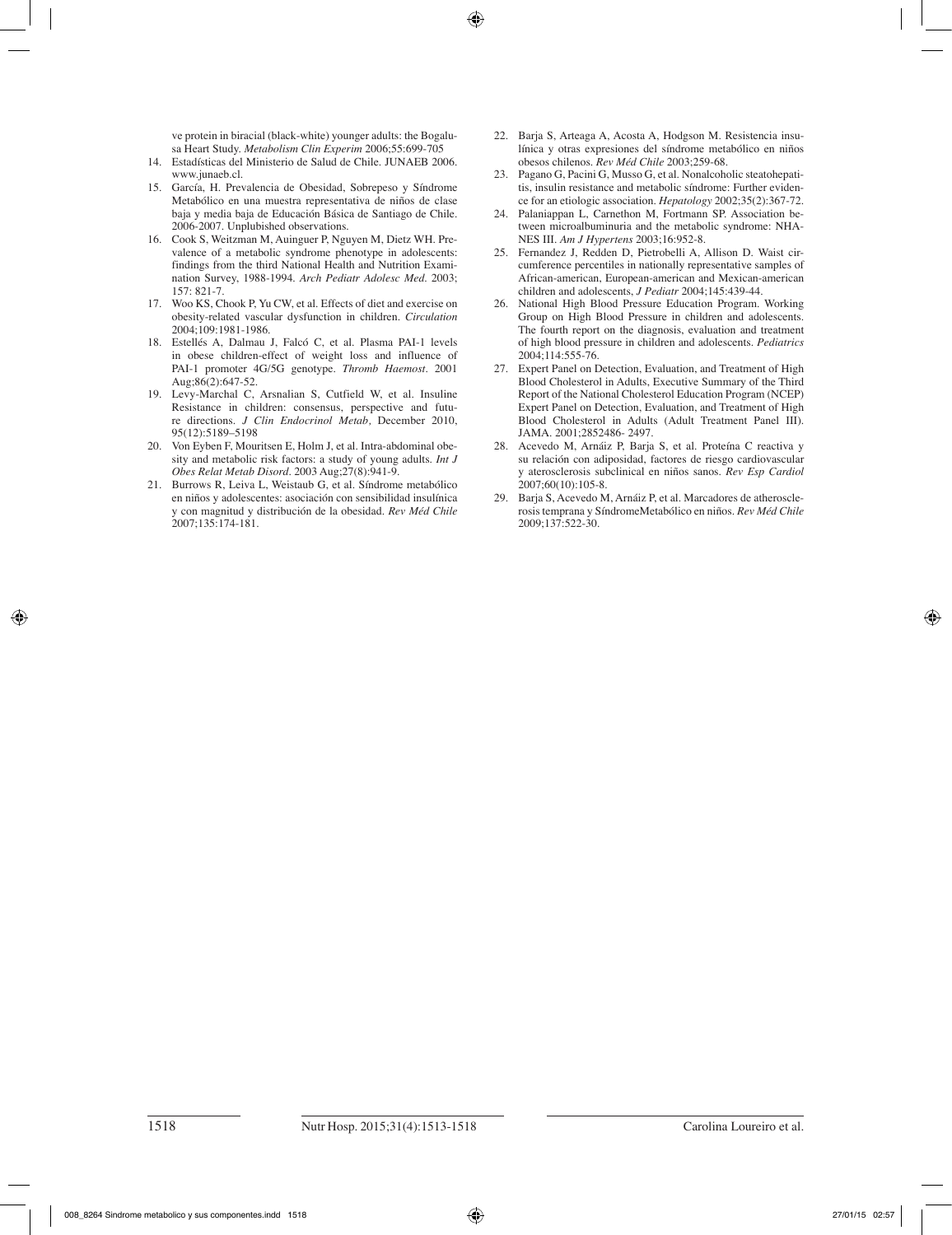ve protein in biracial (black-white) younger adults: the Bogalusa Heart Study. *Metabolism Clin Experim* 2006;55:699-705

14. Estadísticas del Ministerio de Salud de Chile. JUNAEB 2006. www.junaeb.cl.
15. García, H. Prevalencia de Obesidad, Sobrepeso y Síndrome Metabólico en una muestra representativa de niños de clase baja y media baja de Educación Básica de Santiago de Chile. 2006-2007. Unplubished observations.
16. Cook S, Weitzman M, Auinguer P, Nguyen M, Dietz WH. Prevalence of a metabolic syndrome phenotype in adolescents: findings from the third National Health and Nutrition Examination Survey, 1988-1994. *Arch Pediatr Adolesc Med.* 2003; 157: 821-7.
17. Woo KS, Chook P, Yu CW, et al. Effects of diet and exercise on obesity-related vascular dysfunction in children. *Circulation* 2004;109:1981-1986.
18. Estellés A, Dalmau J, Falcó C, et al. Plasma PAI-1 levels in obese children-effect of weight loss and influence of PAI-1 promoter 4G/5G genotype. *Thromb Haemost*. 2001 Aug;86(2):647-52.
19. Levy-Marchal C, Arsnalian S, Cutfield W, et al. Insuline Resistance in children: consensus, perspective and future directions. *J Clin Endocrinol Metab*, December 2010, 95(12):5189–5198
20. Von Eyben F, Mouritsen E, Holm J, et al. Intra-abdominal obesity and metabolic risk factors: a study of young adults. *Int J Obes Relat Metab Disord*. 2003 Aug;27(8):941-9.
21. Burrows R, Leiva L, Weistaub G, et al. Síndrome metabólico en niños y adolescentes: asociación con sensibilidad insulínica y con magnitud y distribución de la obesidad. *Rev Méd Chile* 2007;135:174-181.
22. Barja S, Arteaga A, Acosta A, Hodgson M. Resistencia insulínica y otras expresiones del síndrome metabólico en niños obesos chilenos. *Rev Méd Chile* 2003;259-68.
23. Pagano G, Pacini G, Musso G, et al. Nonalcoholic steatohepatitis, insulin resistance and metabolic síndrome: Further evidence for an etiologic association. *Hepatology* 2002;35(2):367-72.
24. Palaniappan L, Carnethon M, Fortmann SP. Association between microalbuminuria and the metabolic syndrome: NHANES III. *Am J Hypertens* 2003;16:952-8.
25. Fernandez J, Redden D, Pietrobelli A, Allison D. Waist circumference percentiles in nationally representative samples of African-american, European-american and Mexican-american children and adolescents, *J Pediatr* 2004;145:439-44.
26. National High Blood Pressure Education Program. Working Group on High Blood Pressure in children and adolescents. The fourth report on the diagnosis, evaluation and treatment of high blood pressure in children and adolescents. *Pediatrics* 2004;114:555-76.
27. Expert Panel on Detection, Evaluation, and Treatment of High Blood Cholesterol in Adults, Executive Summary of the Third Report of the National Cholesterol Education Program (NCEP) Expert Panel on Detection, Evaluation, and Treatment of High Blood Cholesterol in Adults (Adult Treatment Panel III). JAMA. 2001;2852486- 2497.
28. Acevedo M, Arnáiz P, Barja S, et al. Proteína C reactiva y su relación con adiposidad, factores de riesgo cardiovascular y aterosclerosis subclinical en niños sanos. *Rev Esp Cardiol* 2007;60(10):105-8.
29. Barja S, Acevedo M, Arnáiz P, et al. Marcadores de atherosclerosis temprana y SíndromeMetabólico en niños. *Rev Méd Chile* 2009;137:522-30.